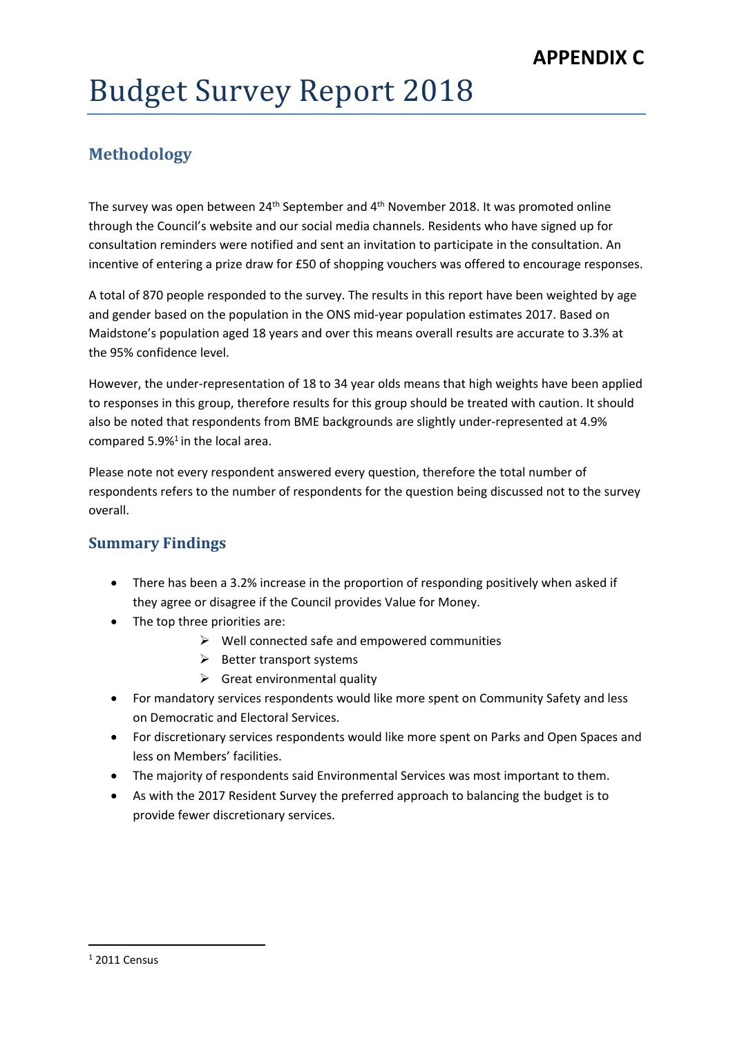**APPENDIX C**

# Budget Survey Report 2018

## Methodology

The survey was open between 24th September and 4th November 2018. It was promoted online through the Council's website and our social media channels. Residents who have signed up for consultation reminders were notified and sent an invitation to participate in the consultation. An incentive of entering a prize draw for £50 of shopping vouchers was offered to encourage responses.

A total of 870 people responded to the survey. The results in this report have been weighted by age and gender based on the population in the ONS mid-year population estimates 2017. Based on Maidstone's population aged 18 years and over this means overall results are accurate to 3.3% at the 95% confidence level.

However, the under-representation of 18 to 34 year olds means that high weights have been applied to responses in this group, therefore results for this group should be treated with caution. It should also be noted that respondents from BME backgrounds are slightly under-represented at 4.9% compared 5.9%[1] in the local area.

Please note not every respondent answered every question, therefore the total number of respondents refers to the number of respondents for the question being discussed not to the survey overall.

## Summary Findings

- There has been a 3.2% increase in the proportion of responding positively when asked if they agree or disagree if the Council provides Value for Money.
- The top three priorities are:
  - Well connected safe and empowered communities
  - Better transport systems
  - Great environmental quality
- For mandatory services respondents would like more spent on Community Safety and less on Democratic and Electoral Services.
- For discretionary services respondents would like more spent on Parks and Open Spaces and less on Members' facilities.
- The majority of respondents said Environmental Services was most important to them.
- As with the 2017 Resident Survey the preferred approach to balancing the budget is to provide fewer discretionary services.

[1] 2011 Census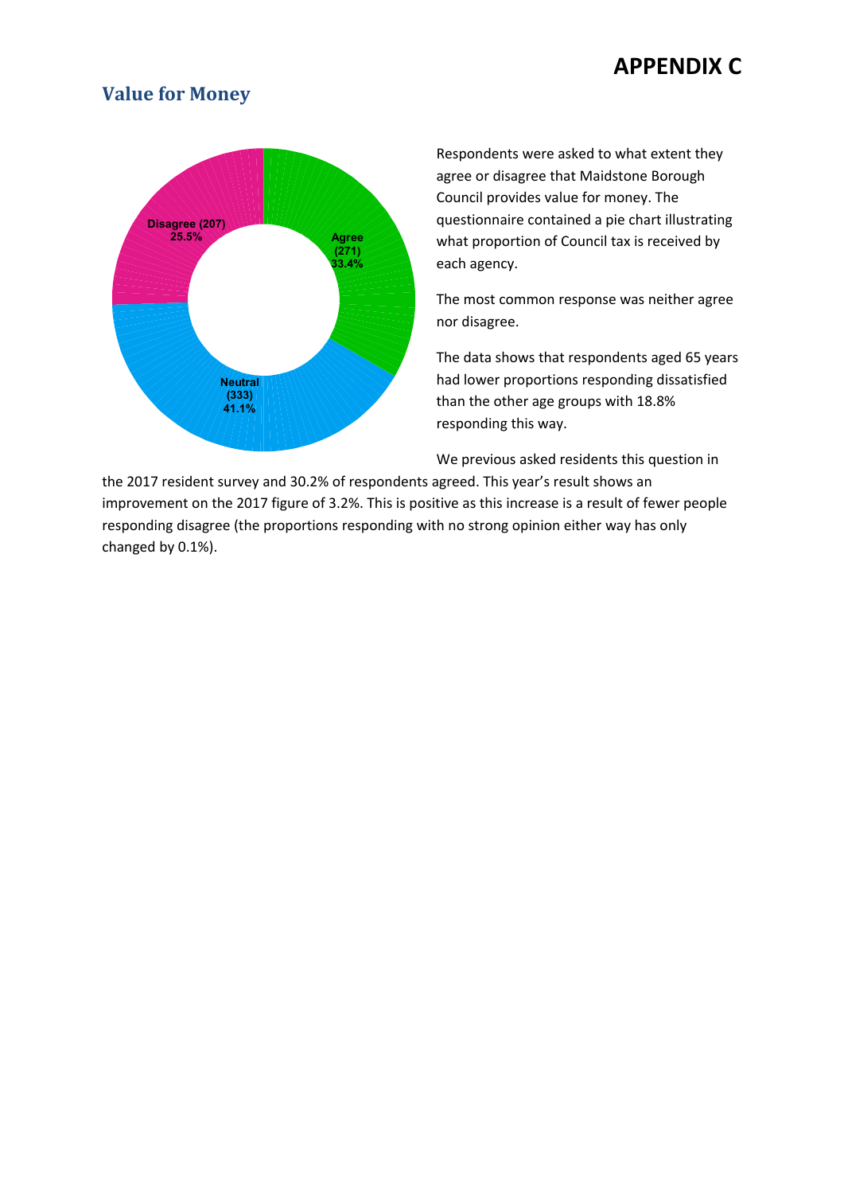# APPENDIX C

## Value for Money

Disagree (207)
25.5%

Agree
(271)
33.4%

Neutral
(333)
41.1%

Respondents were asked to what extent they agree or disagree that Maidstone Borough Council provides value for money. The questionnaire contained a pie chart illustrating what proportion of Council tax is received by each agency.

The most common response was neither agree nor disagree.

The data shows that respondents aged 65 years had lower proportions responding dissatisfied than the other age groups with 18.8% responding this way.

We previous asked residents this question in the 2017 resident survey and 30.2% of respondents agreed. This year's result shows an improvement on the 2017 figure of 3.2%. This is positive as this increase is a result of fewer people responding disagree (the proportions responding with no strong opinion either way has only changed by 0.1%).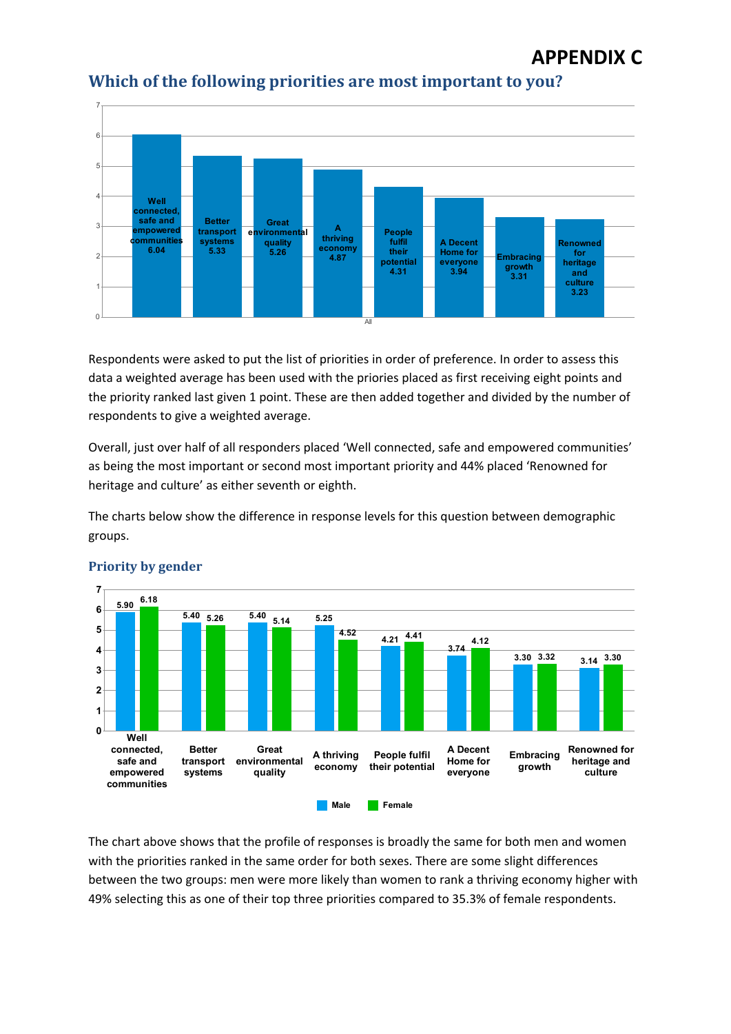# APPENDIX C

## Which of the following priorities are most important to you?

7
6
5
4
3
2
1
0

Well connected, safe and empowered communities 6.04
Better transport systems 5.33
Great environmental quality 5.26
A thriving economy 4.87
People fulfil their potential 4.31
A Decent Home for everyone 3.94
Embracing growth 3.31
Renowned for heritage and culture 3.23

All

Respondents were asked to put the list of priorities in order of preference. In order to assess this data a weighted average has been used with the priories placed as first receiving eight points and the priority ranked last given 1 point. These are then added together and divided by the number of respondents to give a weighted average.

Overall, just over half of all responders placed 'Well connected, safe and empowered communities' as being the most important or second most important priority and 44% placed 'Renowned for heritage and culture' as either seventh or eighth.

The charts below show the difference in response levels for this question between demographic groups.

## Priority by gender

7
6
5
4
3
2
1
0

Well connected, safe and empowered communities: 5.90, 6.18
Better transport systems: 5.40, 5.26
Great environmental quality: 5.40, 5.14
A thriving economy: 5.25, 4.52
People fulfil their potential: 4.21, 4.41
A Decent Home for everyone: 3.74, 4.12
Embracing growth: 3.30, 3.32
Renowned for heritage and culture: 3.14, 3.30

Male
Female

The chart above shows that the profile of responses is broadly the same for both men and women with the priorities ranked in the same order for both sexes. There are some slight differences between the two groups: men were more likely than women to rank a thriving economy higher with 49% selecting this as one of their top three priorities compared to 35.3% of female respondents.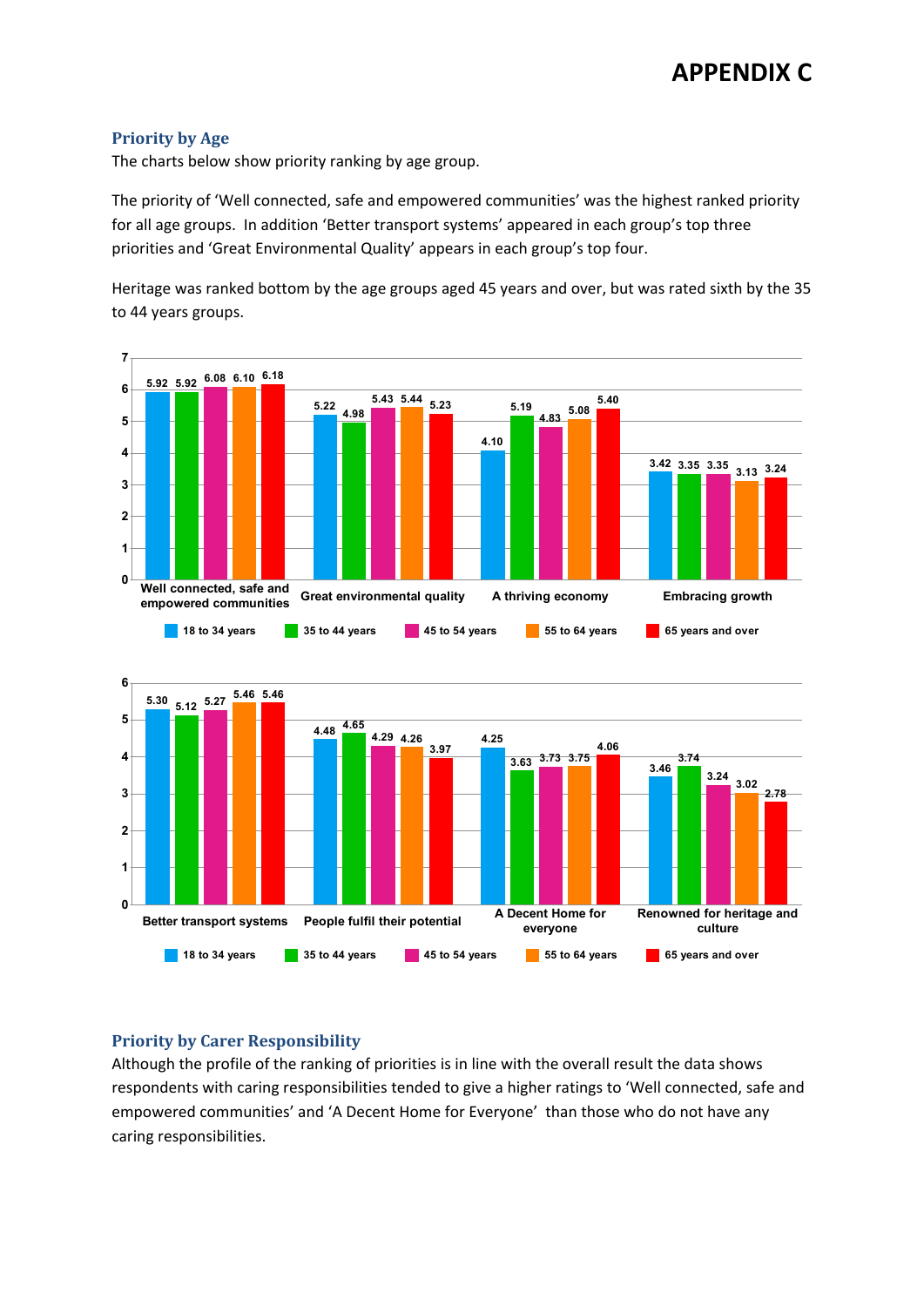# APPENDIX C

## Priority by Age

The charts below show priority ranking by age group.

The priority of 'Well connected, safe and empowered communities' was the highest ranked priority for all age groups. In addition 'Better transport systems' appeared in each group's top three priorities and 'Great Environmental Quality' appears in each group's top four.

Heritage was ranked bottom by the age groups aged 45 years and over, but was rated sixth by the 35 to 44 years groups.

7
6
5
4
3
2
1
0

Well connected, safe and empowered communities: 5.92 5.92 6.08 6.10 6.18
Great environmental quality: 5.22 4.98 5.43 5.44 5.23
A thriving economy: 4.10 5.19 4.83 5.08 5.40
Embracing growth: 3.42 3.35 3.35 3.13 3.24

18 to 34 years
35 to 44 years
45 to 54 years
55 to 64 years
65 years and over

6
5
4
3
2
1
0

Better transport systems: 5.30 5.12 5.27 5.46 5.46
People fulfil their potential: 4.48 4.65 4.29 4.26 3.97
A Decent Home for everyone: 4.25 3.63 3.73 3.75 4.06
Renowned for heritage and culture: 3.46 3.74 3.24 3.02 2.78

18 to 34 years
35 to 44 years
45 to 54 years
55 to 64 years
65 years and over

## Priority by Carer Responsibility

Although the profile of the ranking of priorities is in line with the overall result the data shows respondents with caring responsibilities tended to give a higher ratings to 'Well connected, safe and empowered communities' and 'A Decent Home for Everyone' than those who do not have any caring responsibilities.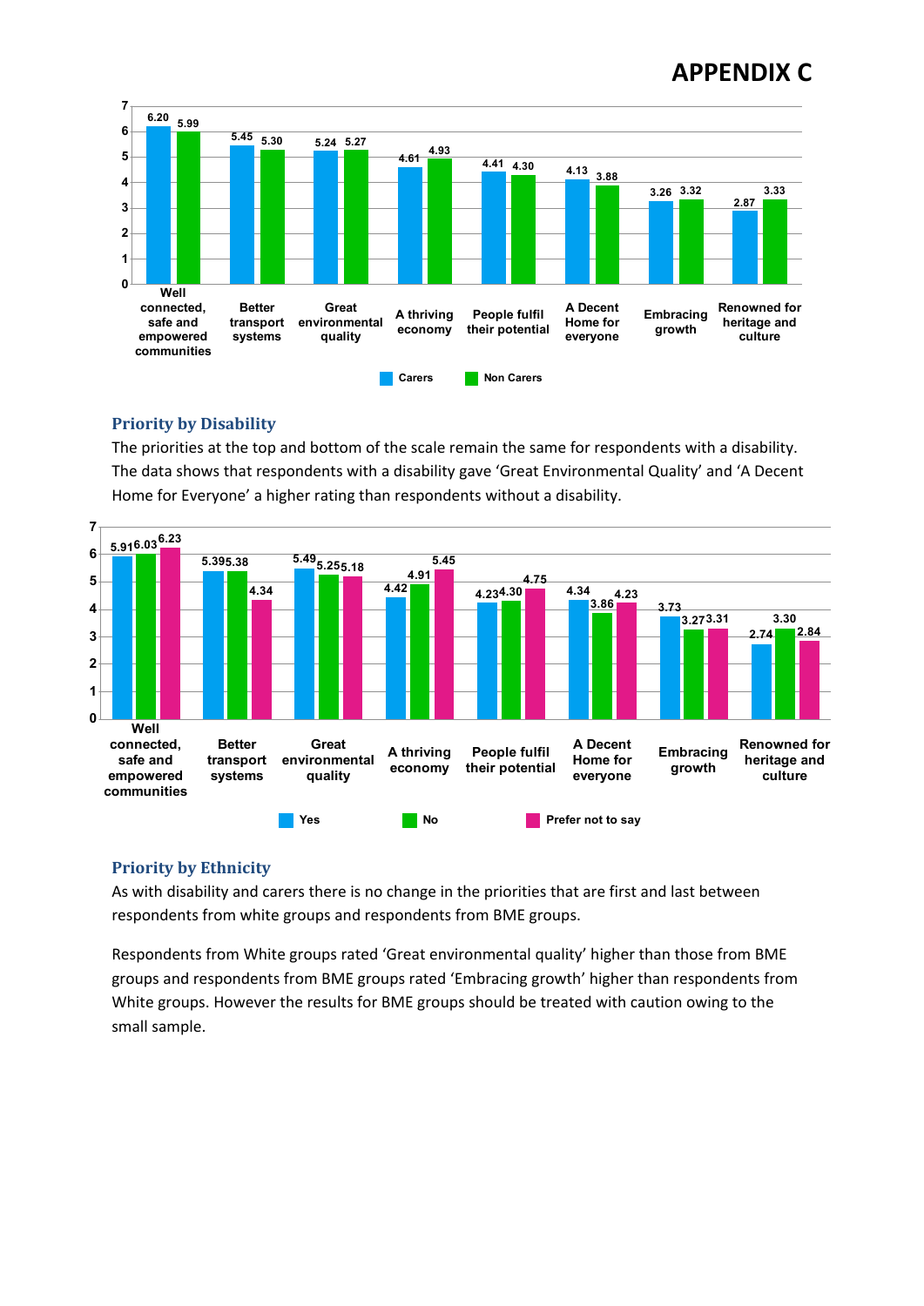# APPENDIX C

7
6
5
4
3
2
1
0

6.20 5.99
5.45 5.30
5.24 5.27
4.61 4.93
4.41 4.30
4.13 3.88
3.26 3.32
2.87 3.33

Well connected, safe and empowered communities
Better transport systems
Great environmental quality
A thriving economy
People fulfil their potential
A Decent Home for everyone
Embracing growth
Renowned for heritage and culture

Carers
Non Carers

### Priority by Disability

The priorities at the top and bottom of the scale remain the same for respondents with a disability. The data shows that respondents with a disability gave 'Great Environmental Quality' and 'A Decent Home for Everyone' a higher rating than respondents without a disability.

7
6
5
4
3
2
1
0

5.91 6.03 6.23
5.39 5.38 4.34
5.49 5.25 5.18
4.42 4.91 5.45
4.23 4.30 4.75
4.34 3.86 4.23
3.73 3.27 3.31
2.74 3.30 2.84

Well connected, safe and empowered communities
Better transport systems
Great environmental quality
A thriving economy
People fulfil their potential
A Decent Home for everyone
Embracing growth
Renowned for heritage and culture

Yes
No
Prefer not to say

### Priority by Ethnicity

As with disability and carers there is no change in the priorities that are first and last between respondents from white groups and respondents from BME groups.

Respondents from White groups rated 'Great environmental quality' higher than those from BME groups and respondents from BME groups rated 'Embracing growth' higher than respondents from White groups. However the results for BME groups should be treated with caution owing to the small sample.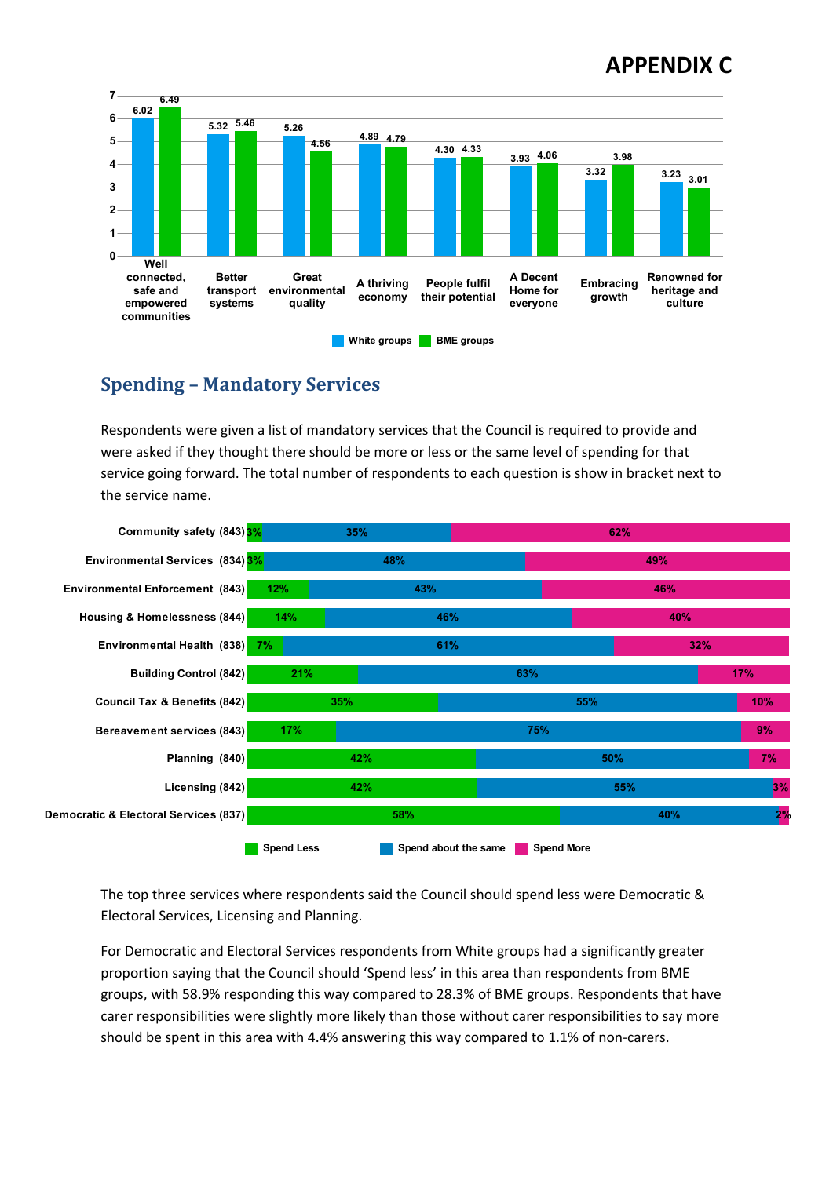# APPENDIX C

7
6
5
4
3
2
1
0

6.02 6.49
5.32 5.46
5.26 4.56
4.89 4.79
4.30 4.33
3.93 4.06
3.32 3.98
3.23 3.01

Well connected, safe and empowered communities
Better transport systems
Great environmental quality
A thriving economy
People fulfil their potential
A Decent Home for everyone
Embracing growth
Renowned for heritage and culture

White groups
BME groups

## Spending – Mandatory Services

Respondents were given a list of mandatory services that the Council is required to provide and were asked if they thought there should be more or less or the same level of spending for that service going forward. The total number of respondents to each question is show in bracket next to the service name.

Community safety (843) 3% 35% 62%
Environmental Services (834) 3% 48% 49%
Environmental Enforcement (843) 12% 43% 46%
Housing & Homelessness (844) 14% 46% 40%
Environmental Health (838) 7% 61% 32%
Building Control (842) 21% 63% 17%
Council Tax & Benefits (842) 35% 55% 10%
Bereavement services (843) 17% 75% 9%
Planning (840) 42% 50% 7%
Licensing (842) 42% 55% 3%
Democratic & Electoral Services (837) 58% 40% 2%

Spend Less
Spend about the same
Spend More

The top three services where respondents said the Council should spend less were Democratic & Electoral Services, Licensing and Planning.

For Democratic and Electoral Services respondents from White groups had a significantly greater proportion saying that the Council should 'Spend less' in this area than respondents from BME groups, with 58.9% responding this way compared to 28.3% of BME groups. Respondents that have carer responsibilities were slightly more likely than those without carer responsibilities to say more should be spent in this area with 4.4% answering this way compared to 1.1% of non-carers.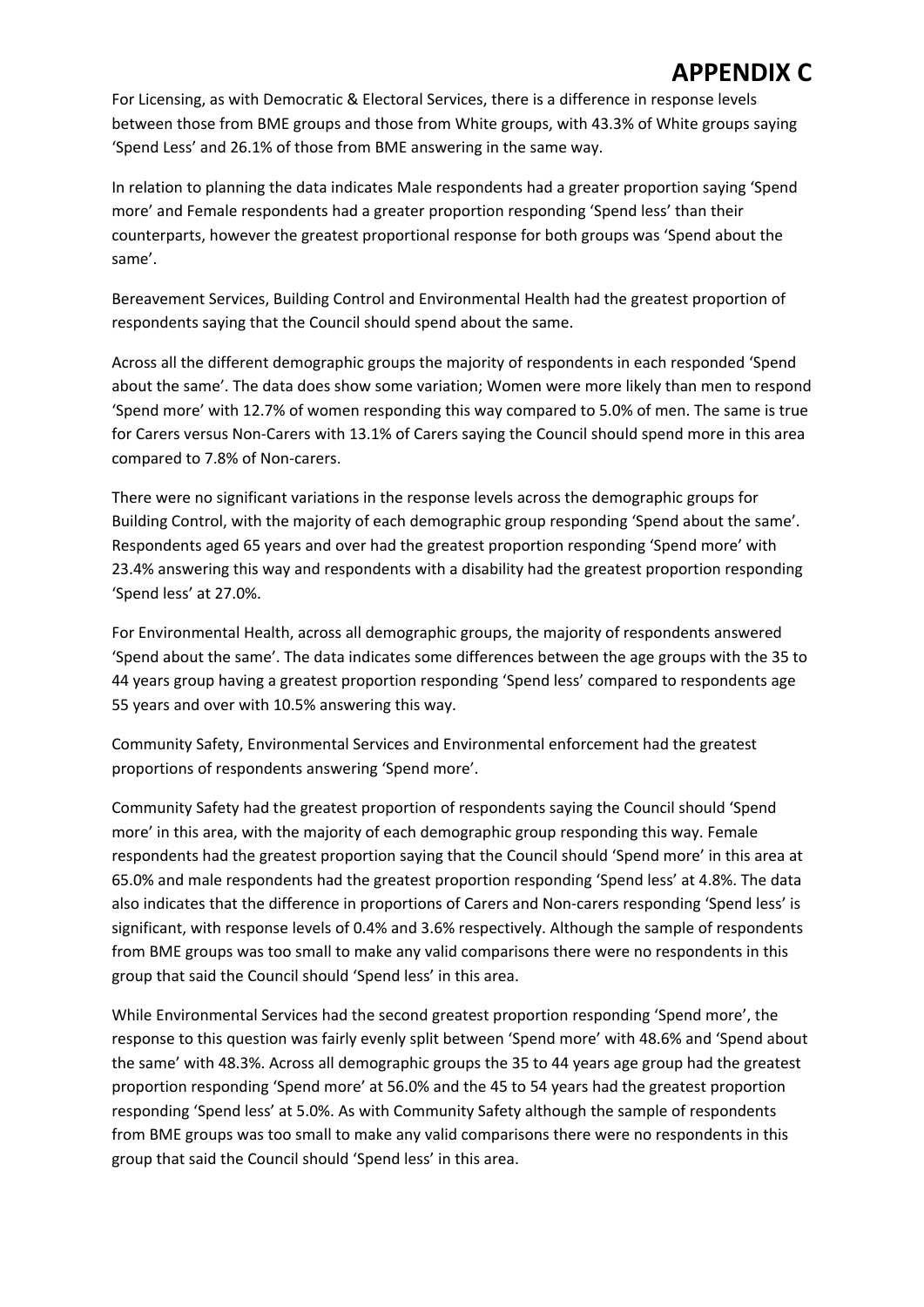For Licensing, as with Democratic & Electoral Services, there is a difference in response levels between those from BME groups and those from White groups, with 43.3% of White groups saying 'Spend Less' and 26.1% of those from BME answering in the same way.

In relation to planning the data indicates Male respondents had a greater proportion saying 'Spend more' and Female respondents had a greater proportion responding 'Spend less' than their counterparts, however the greatest proportional response for both groups was 'Spend about the same'.

Bereavement Services, Building Control and Environmental Health had the greatest proportion of respondents saying that the Council should spend about the same.

Across all the different demographic groups the majority of respondents in each responded 'Spend about the same'. The data does show some variation; Women were more likely than men to respond 'Spend more' with 12.7% of women responding this way compared to 5.0% of men. The same is true for Carers versus Non-Carers with 13.1% of Carers saying the Council should spend more in this area compared to 7.8% of Non-carers.

There were no significant variations in the response levels across the demographic groups for Building Control, with the majority of each demographic group responding 'Spend about the same'. Respondents aged 65 years and over had the greatest proportion responding 'Spend more' with 23.4% answering this way and respondents with a disability had the greatest proportion responding 'Spend less' at 27.0%.

For Environmental Health, across all demographic groups, the majority of respondents answered 'Spend about the same'. The data indicates some differences between the age groups with the 35 to 44 years group having a greatest proportion responding 'Spend less' compared to respondents age 55 years and over with 10.5% answering this way.

Community Safety, Environmental Services and Environmental enforcement had the greatest proportions of respondents answering 'Spend more'.

Community Safety had the greatest proportion of respondents saying the Council should 'Spend more' in this area, with the majority of each demographic group responding this way. Female respondents had the greatest proportion saying that the Council should 'Spend more' in this area at 65.0% and male respondents had the greatest proportion responding 'Spend less' at 4.8%. The data also indicates that the difference in proportions of Carers and Non-carers responding 'Spend less' is significant, with response levels of 0.4% and 3.6% respectively. Although the sample of respondents from BME groups was too small to make any valid comparisons there were no respondents in this group that said the Council should 'Spend less' in this area.

While Environmental Services had the second greatest proportion responding 'Spend more', the response to this question was fairly evenly split between 'Spend more' with 48.6% and 'Spend about the same' with 48.3%. Across all demographic groups the 35 to 44 years age group had the greatest proportion responding 'Spend more' at 56.0% and the 45 to 54 years had the greatest proportion responding 'Spend less' at 5.0%. As with Community Safety although the sample of respondents from BME groups was too small to make any valid comparisons there were no respondents in this group that said the Council should 'Spend less' in this area.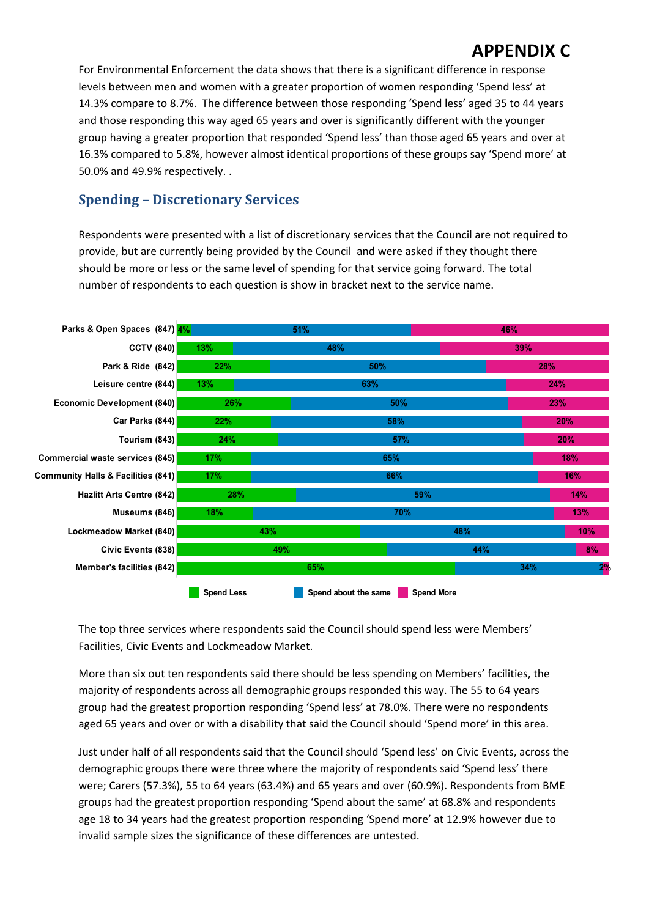# APPENDIX C

For Environmental Enforcement the data shows that there is a significant difference in response levels between men and women with a greater proportion of women responding 'Spend less' at 14.3% compare to 8.7%. The difference between those responding 'Spend less' aged 35 to 44 years and those responding this way aged 65 years and over is significantly different with the younger group having a greater proportion that responded 'Spend less' than those aged 65 years and over at 16.3% compared to 5.8%, however almost identical proportions of these groups say 'Spend more' at 50.0% and 49.9% respectively. .

## Spending – Discretionary Services

Respondents were presented with a list of discretionary services that the Council are not required to provide, but are currently being provided by the Council and were asked if they thought there should be more or less or the same level of spending for that service going forward. The total number of respondents to each question is show in bracket next to the service name.

Parks & Open Spaces (847) 4% 51% 46%
CCTV (840) 13% 48% 39%
Park & Ride (842) 22% 50% 28%
Leisure centre (844) 13% 63% 24%
Economic Development (840) 26% 50% 23%
Car Parks (844) 22% 58% 20%
Tourism (843) 24% 57% 20%
Commercial waste services (845) 17% 65% 18%
Community Halls & Facilities (841) 17% 66% 16%
Hazlitt Arts Centre (842) 28% 59% 14%
Museums (846) 18% 70% 13%
Lockmeadow Market (840) 43% 48% 10%
Civic Events (838) 49% 44% 8%
Member's facilities (842) 65% 34% 2%

Spend Less | Spend about the same | Spend More

The top three services where respondents said the Council should spend less were Members' Facilities, Civic Events and Lockmeadow Market.

More than six out ten respondents said there should be less spending on Members' facilities, the majority of respondents across all demographic groups responded this way. The 55 to 64 years group had the greatest proportion responding 'Spend less' at 78.0%. There were no respondents aged 65 years and over or with a disability that said the Council should 'Spend more' in this area.

Just under half of all respondents said that the Council should 'Spend less' on Civic Events, across the demographic groups there were three where the majority of respondents said 'Spend less' there were; Carers (57.3%), 55 to 64 years (63.4%) and 65 years and over (60.9%). Respondents from BME groups had the greatest proportion responding 'Spend about the same' at 68.8% and respondents age 18 to 34 years had the greatest proportion responding 'Spend more' at 12.9% however due to invalid sample sizes the significance of these differences are untested.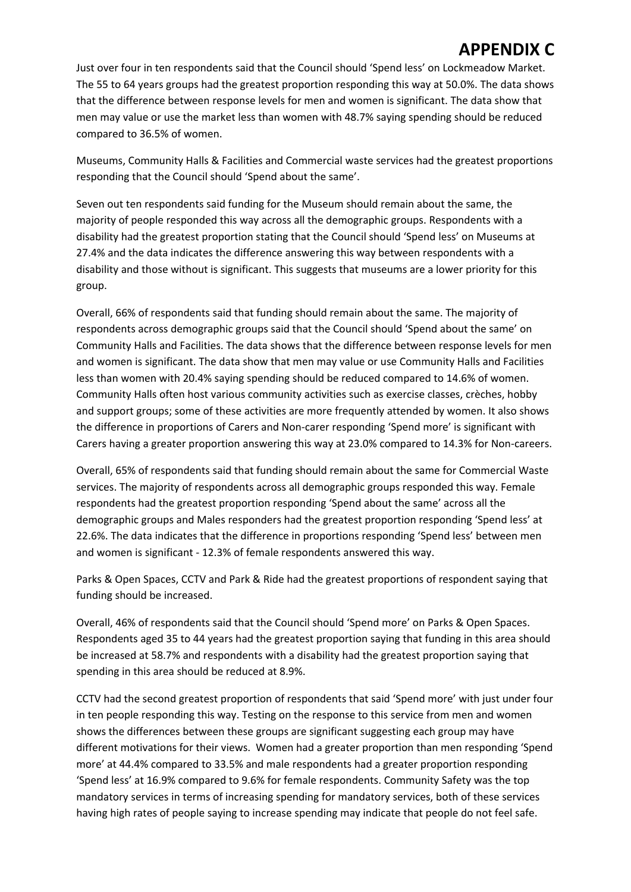# APPENDIX C

Just over four in ten respondents said that the Council should 'Spend less' on Lockmeadow Market. The 55 to 64 years groups had the greatest proportion responding this way at 50.0%. The data shows that the difference between response levels for men and women is significant. The data show that men may value or use the market less than women with 48.7% saying spending should be reduced compared to 36.5% of women.

Museums, Community Halls & Facilities and Commercial waste services had the greatest proportions responding that the Council should 'Spend about the same'.

Seven out ten respondents said funding for the Museum should remain about the same, the majority of people responded this way across all the demographic groups. Respondents with a disability had the greatest proportion stating that the Council should 'Spend less' on Museums at 27.4% and the data indicates the difference answering this way between respondents with a disability and those without is significant. This suggests that museums are a lower priority for this group.

Overall, 66% of respondents said that funding should remain about the same. The majority of respondents across demographic groups said that the Council should 'Spend about the same' on Community Halls and Facilities. The data shows that the difference between response levels for men and women is significant. The data show that men may value or use Community Halls and Facilities less than women with 20.4% saying spending should be reduced compared to 14.6% of women. Community Halls often host various community activities such as exercise classes, crèches, hobby and support groups; some of these activities are more frequently attended by women. It also shows the difference in proportions of Carers and Non-carer responding 'Spend more' is significant with Carers having a greater proportion answering this way at 23.0% compared to 14.3% for Non-careers.

Overall, 65% of respondents said that funding should remain about the same for Commercial Waste services. The majority of respondents across all demographic groups responded this way. Female respondents had the greatest proportion responding 'Spend about the same' across all the demographic groups and Males responders had the greatest proportion responding 'Spend less' at 22.6%. The data indicates that the difference in proportions responding 'Spend less' between men and women is significant - 12.3% of female respondents answered this way.

Parks & Open Spaces, CCTV and Park & Ride had the greatest proportions of respondent saying that funding should be increased.

Overall, 46% of respondents said that the Council should 'Spend more' on Parks & Open Spaces. Respondents aged 35 to 44 years had the greatest proportion saying that funding in this area should be increased at 58.7% and respondents with a disability had the greatest proportion saying that spending in this area should be reduced at 8.9%.

CCTV had the second greatest proportion of respondents that said 'Spend more' with just under four in ten people responding this way. Testing on the response to this service from men and women shows the differences between these groups are significant suggesting each group may have different motivations for their views. Women had a greater proportion than men responding 'Spend more' at 44.4% compared to 33.5% and male respondents had a greater proportion responding 'Spend less' at 16.9% compared to 9.6% for female respondents. Community Safety was the top mandatory services in terms of increasing spending for mandatory services, both of these services having high rates of people saying to increase spending may indicate that people do not feel safe.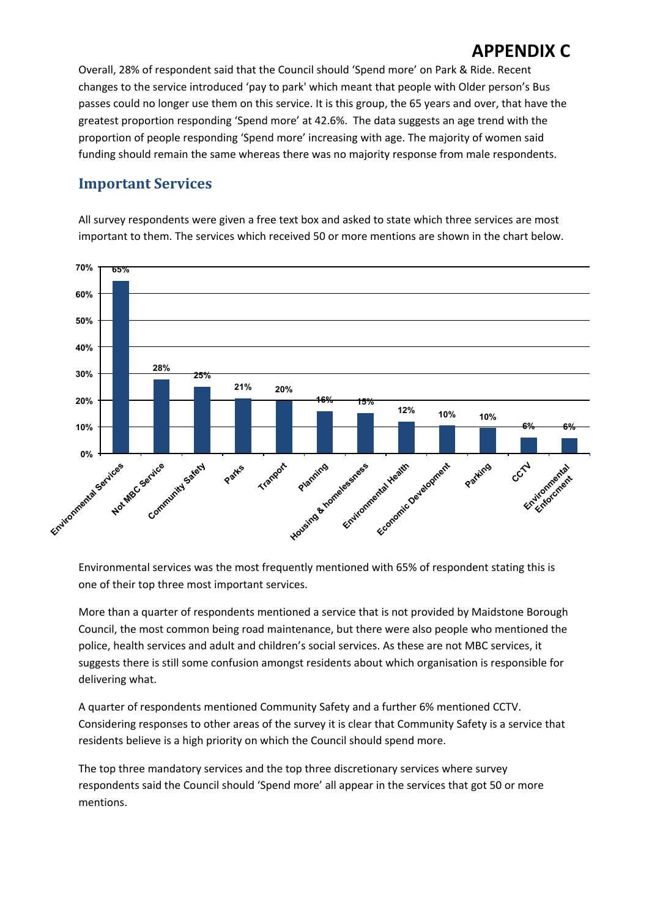# APPENDIX C

Overall, 28% of respondent said that the Council should 'Spend more' on Park & Ride. Recent changes to the service introduced 'pay to park' which meant that people with Older person's Bus passes could no longer use them on this service. It is this group, the 65 years and over, that have the greatest proportion responding 'Spend more' at 42.6%. The data suggests an age trend with the proportion of people responding 'Spend more' increasing with age. The majority of women said funding should remain the same whereas there was no majority response from male respondents.

## Important Services

All survey respondents were given a free text box and asked to state which three services are most important to them. The services which received 50 or more mentions are shown in the chart below.

70%
60%
50%
40%
30%
20%
10%
0%

65%
28%
25%
21%
20%
16%
15%
12%
10%
10%
6%
6%

Environmental Services
Not MBC Service
Community Safety
Parks
Tranport
Planning
Housing & homelessness
Environmental Health
Economic Development
Parking
CCTV
Environmental Enforcment

Environmental services was the most frequently mentioned with 65% of respondent stating this is one of their top three most important services.

More than a quarter of respondents mentioned a service that is not provided by Maidstone Borough Council, the most common being road maintenance, but there were also people who mentioned the police, health services and adult and children's social services. As these are not MBC services, it suggests there is still some confusion amongst residents about which organisation is responsible for delivering what.

A quarter of respondents mentioned Community Safety and a further 6% mentioned CCTV. Considering responses to other areas of the survey it is clear that Community Safety is a service that residents believe is a high priority on which the Council should spend more.

The top three mandatory services and the top three discretionary services where survey respondents said the Council should 'Spend more' all appear in the services that got 50 or more mentions.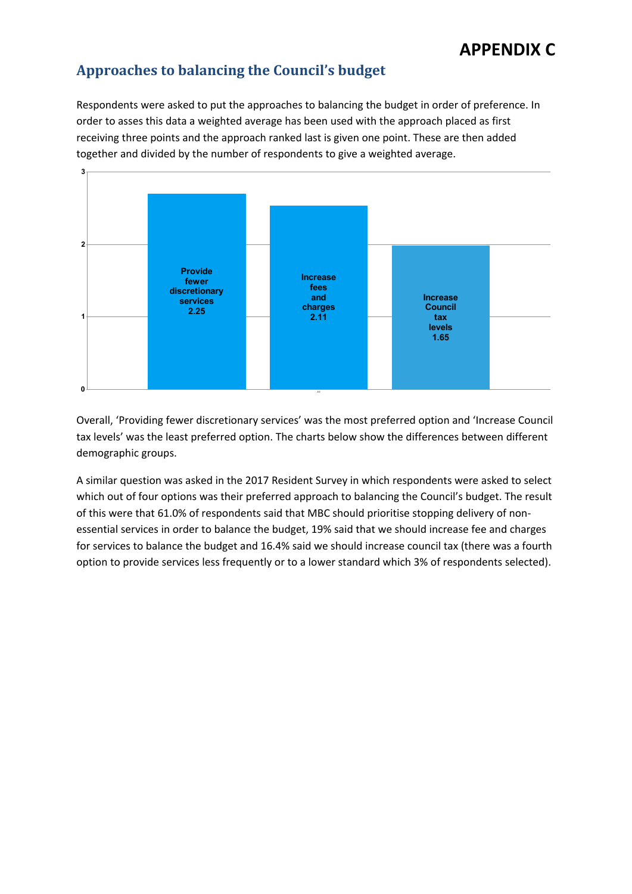# APPENDIX C

## Approaches to balancing the Council's budget

Respondents were asked to put the approaches to balancing the budget in order of preference. In order to asses this data a weighted average has been used with the approach placed as first receiving three points and the approach ranked last is given one point. These are then added together and divided by the number of respondents to give a weighted average.

3
2
1
0

Provide fewer discretionary services 2.25

Increase fees and charges 2.11

Increase Council tax levels 1.65

Overall, 'Providing fewer discretionary services' was the most preferred option and 'Increase Council tax levels' was the least preferred option. The charts below show the differences between different demographic groups.

A similar question was asked in the 2017 Resident Survey in which respondents were asked to select which out of four options was their preferred approach to balancing the Council's budget. The result of this were that 61.0% of respondents said that MBC should prioritise stopping delivery of non-essential services in order to balance the budget, 19% said that we should increase fee and charges for services to balance the budget and 16.4% said we should increase council tax (there was a fourth option to provide services less frequently or to a lower standard which 3% of respondents selected).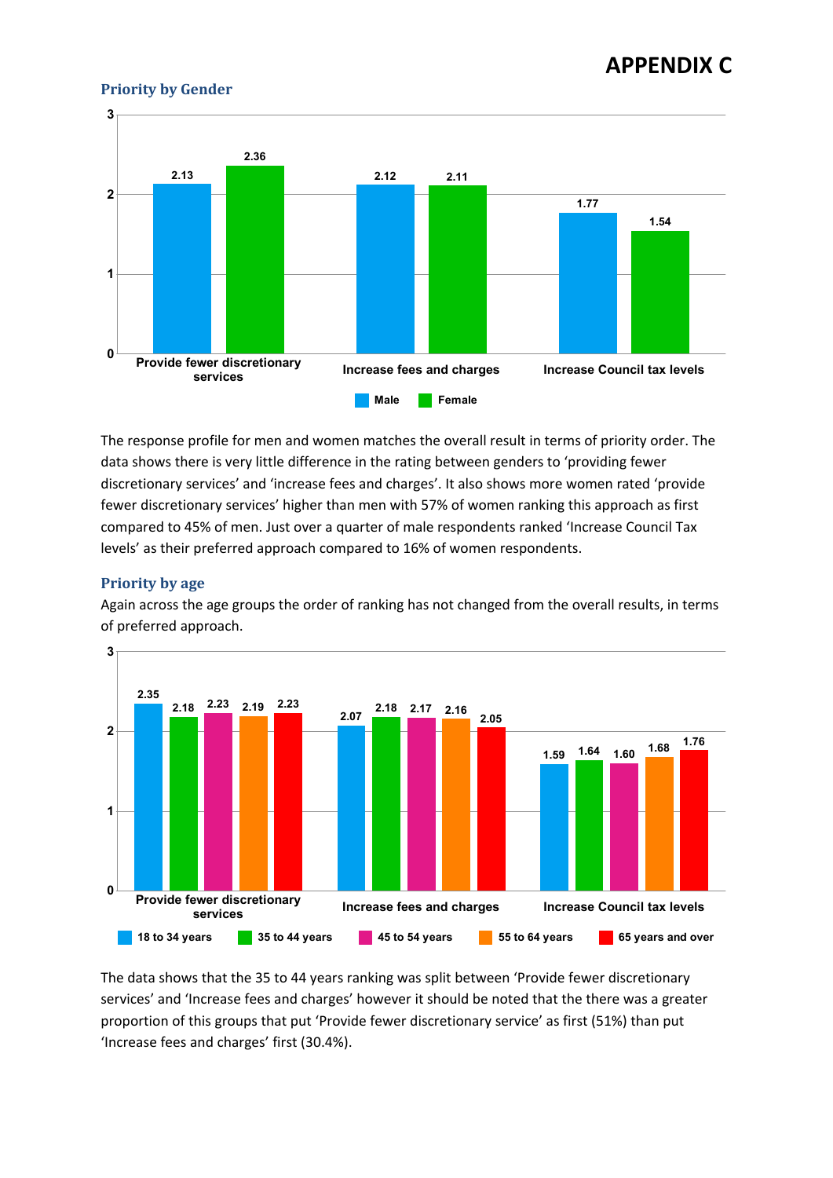# APPENDIX C

## Priority by Gender

3
2
1
0

2.13
2.36
2.12
2.11
1.77
1.54

Provide fewer discretionary services
Increase fees and charges
Increase Council tax levels

Male
Female

The response profile for men and women matches the overall result in terms of priority order. The data shows there is very little difference in the rating between genders to 'providing fewer discretionary services' and 'increase fees and charges'. It also shows more women rated 'provide fewer discretionary services' higher than men with 57% of women ranking this approach as first compared to 45% of men. Just over a quarter of male respondents ranked 'Increase Council Tax levels' as their preferred approach compared to 16% of women respondents.

## Priority by age

Again across the age groups the order of ranking has not changed from the overall results, in terms of preferred approach.

3
2
1
0

2.35
2.18
2.23
2.19
2.23
2.07
2.18
2.17
2.16
2.05
1.59
1.64
1.60
1.68
1.76

Provide fewer discretionary services
Increase fees and charges
Increase Council tax levels

18 to 34 years
35 to 44 years
45 to 54 years
55 to 64 years
65 years and over

The data shows that the 35 to 44 years ranking was split between 'Provide fewer discretionary services' and 'Increase fees and charges' however it should be noted that the there was a greater proportion of this groups that put 'Provide fewer discretionary service' as first (51%) than put 'Increase fees and charges' first (30.4%).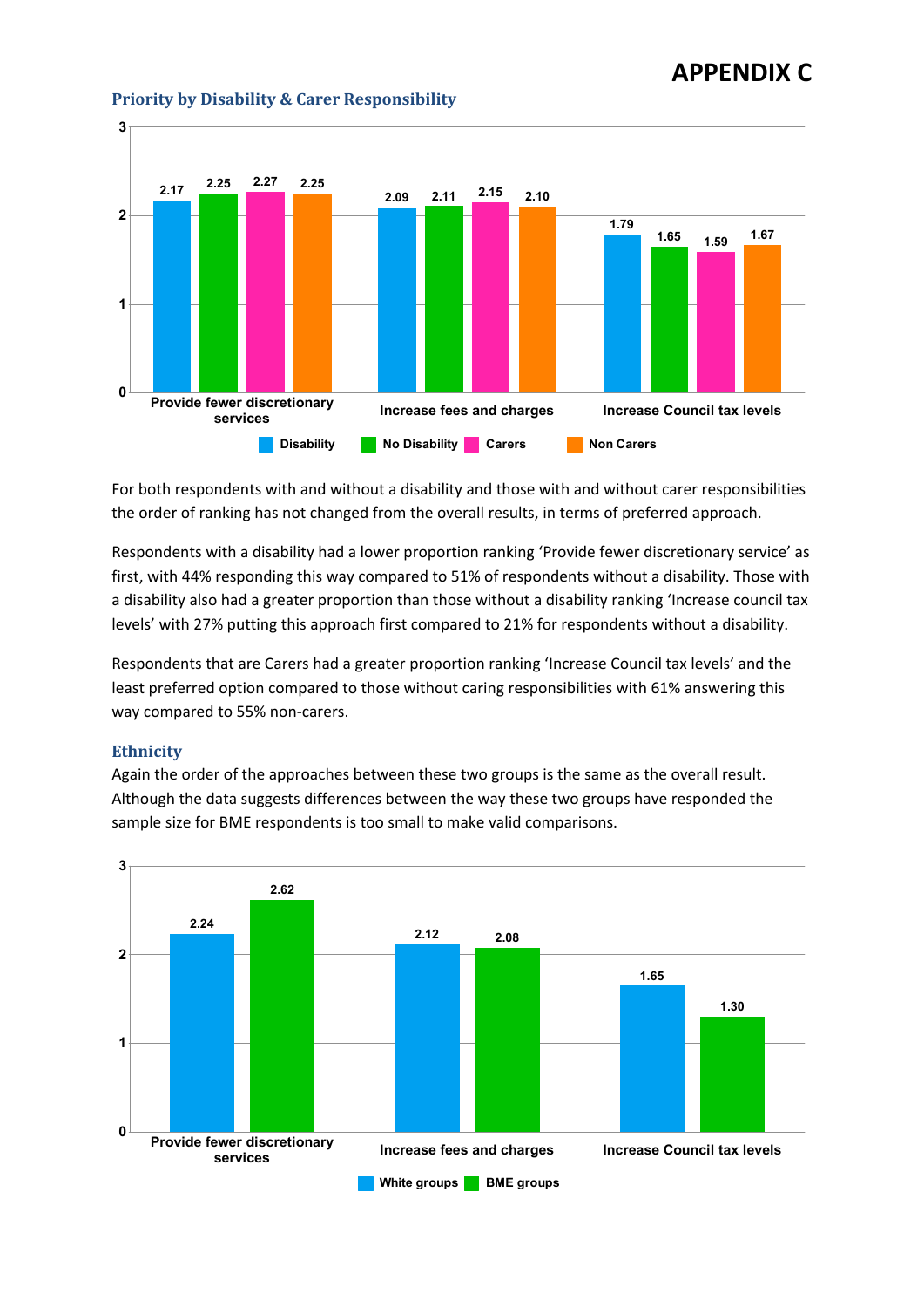# APPENDIX C

### Priority by Disability & Carer Responsibility

3
2
1
0

2.17 2.25 2.27 2.25
Provide fewer discretionary services

2.09 2.11 2.15 2.10
Increase fees and charges

1.79 1.65 1.59 1.67
Increase Council tax levels

Disability No Disability Carers Non Carers

For both respondents with and without a disability and those with and without carer responsibilities the order of ranking has not changed from the overall results, in terms of preferred approach.

Respondents with a disability had a lower proportion ranking 'Provide fewer discretionary service' as first, with 44% responding this way compared to 51% of respondents without a disability. Those with a disability also had a greater proportion than those without a disability ranking 'Increase council tax levels' with 27% putting this approach first compared to 21% for respondents without a disability.

Respondents that are Carers had a greater proportion ranking 'Increase Council tax levels' and the least preferred option compared to those without caring responsibilities with 61% answering this way compared to 55% non-carers.

### Ethnicity

Again the order of the approaches between these two groups is the same as the overall result. Although the data suggests differences between the way these two groups have responded the sample size for BME respondents is too small to make valid comparisons.

3
2
1
0

2.24 2.62
Provide fewer discretionary services

2.12 2.08
Increase fees and charges

1.65 1.30
Increase Council tax levels

White groups BME groups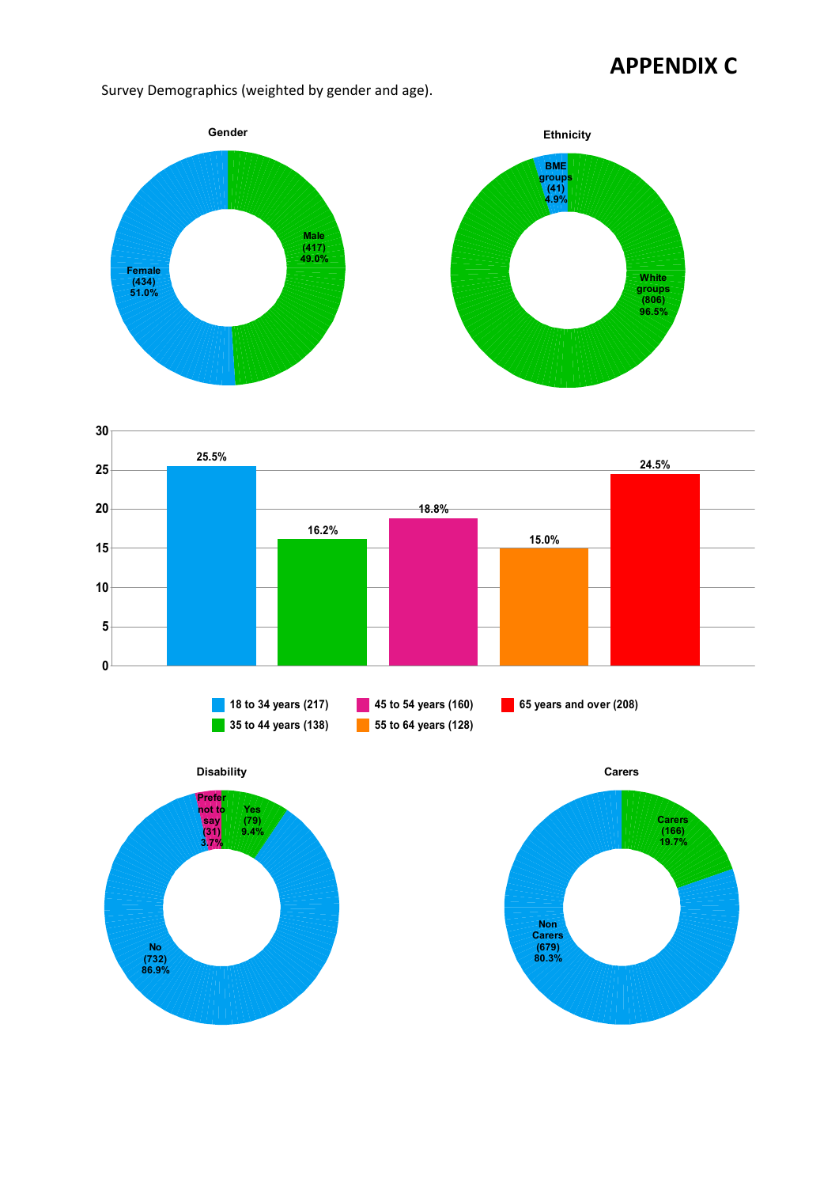# APPENDIX C

Survey Demographics (weighted by gender and age).

**Gender**

Male
(417)
49.0%

Female
(434)
51.0%

**Ethnicity**

BME
groups
(41)
4.9%

White
groups
(806)
96.5%

30
25
20
15
10
5
0

25.5%
16.2%
18.8%
15.0%
24.5%

18 to 34 years (217)
35 to 44 years (138)
45 to 54 years (160)
55 to 64 years (128)
65 years and over (208)

**Disability**

Prefer
not to
say
(31)
3.7%

Yes
(79)
9.4%

No
(732)
86.9%

**Carers**

Carers
(166)
19.7%

Non
Carers
(679)
80.3%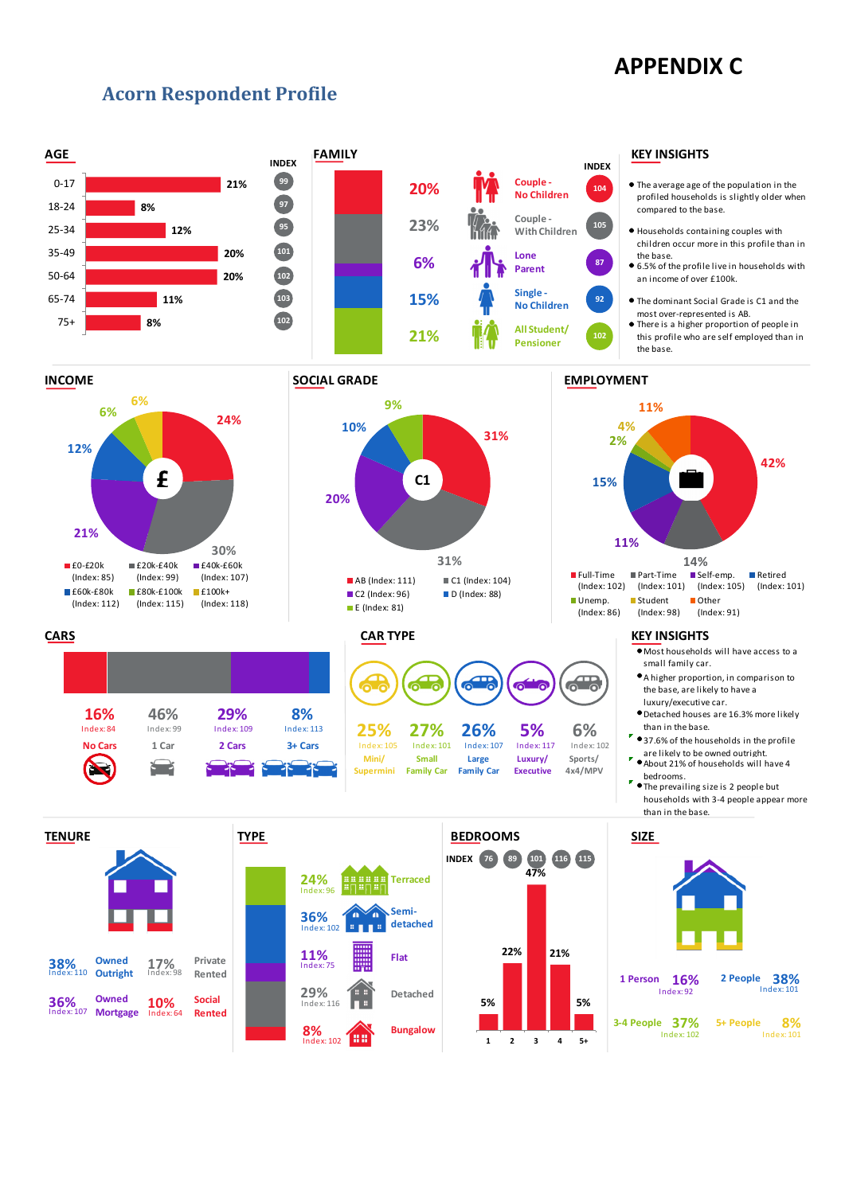# APPENDIX C

## Acorn Respondent Profile

### AGE

INDEX

0-17 21% 99
18-24 8% 97
25-34 12% 95
35-49 20% 101
50-64 20% 102
65-74 11% 103
75+ 8% 102

### FAMILY

INDEX

20% Couple - No Children 104
23% Couple - With Children 105
6% Lone Parent 87
15% Single - No Children 92
21% All Student/ Pensioner 102

### KEY INSIGHTS

- The average age of the population in the profiled households is slightly older when compared to the base.
- Households containing couples with children occur more in this profile than in the base.
- 6.5% of the profile live in households with an income of over £100k.
- The dominant Social Grade is C1 and the most over-represented is AB.
- There is a higher proportion of people in this profile who are self employed than in the base.

### INCOME

£

24% 30% 21% 12% 6% 6%

£0-£20k (Index: 85)
£20k-£40k (Index: 99)
£40k-£60k (Index: 107)
£60k-£80k (Index: 112)
£80k-£100k (Index: 115)
£100k+ (Index: 118)

### SOCIAL GRADE

C1

31% 31% 20% 10% 9%

AB (Index: 111)
C1 (Index: 104)
C2 (Index: 96)
D (Index: 88)
E (Index: 81)

### EMPLOYMENT

42% 14% 11% 15% 2% 4% 11%

Full-Time (Index: 102)
Part-Time (Index: 101)
Self-emp. (Index: 105)
Retired (Index: 101)
Unemp. (Index: 86)
Student (Index: 98)
Other (Index: 91)

### CARS

16% Index: 84 No Cars
46% Index: 99 1 Car
29% Index: 109 2 Cars
8% Index: 113 3+ Cars

### CAR TYPE

25% Index: 105 Mini/ Supermini
27% Index: 101 Small Family Car
26% Index: 107 Large Family Car
5% Index: 117 Luxury/ Executive
6% Index: 102 Sports/ 4x4/MPV

### KEY INSIGHTS

- Most households will have access to a small family car.
- A higher proportion, in comparison to the base, are likely to have a luxury/executive car.
- Detached houses are 16.3% more likely than in the base.
- 37.6% of the households in the profile are likely to be owned outright.
- About 21% of households will have 4 bedrooms.
- The prevailing size is 2 people but households with 3-4 people appear more than in the base.

### TENURE

38% Index: 110 Owned Outright
17% Index: 98 Private Rented
36% Index: 107 Owned Mortgage
10% Index: 64 Social Rented

### TYPE

24% Index: 96 Terraced
36% Index: 102 Semi-detached
11% Index: 75 Flat
29% Index: 116 Detached
8% Index: 102 Bungalow

### BEDROOMS

INDEX 76 89 101 116 115

1: 5%
2: 22%
3: 47%
4: 21%
5+: 5%

### SIZE

1 Person 16% Index: 92
2 People 38% Index: 101
3-4 People 37% Index: 102
5+ People 8% Index: 101